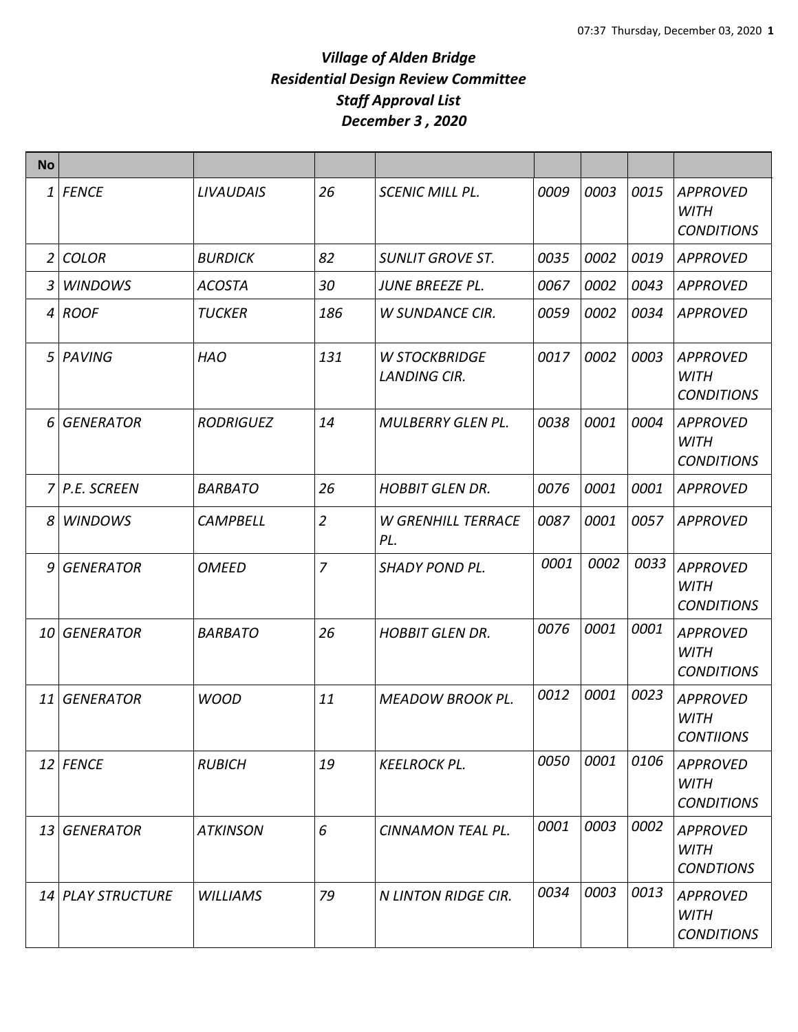*07:37 Thursday, December 03, 2020*

# *Village of Alden Bridge*
## *Residential Design Review Committee*
## *Staff Approval List*
## *December 3 , 2020*

| No | | | | | | | | |
|---|---|---|---|---|---|---|---|---|
| 1 | FENCE | LIVAUDAIS | 26 | SCENIC MILL PL. | 0009 | 0003 | 0015 | APPROVED WITH CONDITIONS |
| 2 | COLOR | BURDICK | 82 | SUNLIT GROVE ST. | 0035 | 0002 | 0019 | APPROVED |
| 3 | WINDOWS | ACOSTA | 30 | JUNE BREEZE PL. | 0067 | 0002 | 0043 | APPROVED |
| 4 | ROOF | TUCKER | 186 | W SUNDANCE CIR. | 0059 | 0002 | 0034 | APPROVED |
| 5 | PAVING | HAO | 131 | W STOCKBRIDGE LANDING CIR. | 0017 | 0002 | 0003 | APPROVED WITH CONDITIONS |
| 6 | GENERATOR | RODRIGUEZ | 14 | MULBERRY GLEN PL. | 0038 | 0001 | 0004 | APPROVED WITH CONDITIONS |
| 7 | P.E. SCREEN | BARBATO | 26 | HOBBIT GLEN DR. | 0076 | 0001 | 0001 | APPROVED |
| 8 | WINDOWS | CAMPBELL | 2 | W GRENHILL TERRACE PL. | 0087 | 0001 | 0057 | APPROVED |
| 9 | GENERATOR | OMEED | 7 | SHADY POND PL. | 0001 | 0002 | 0033 | APPROVED WITH CONDITIONS |
| 10 | GENERATOR | BARBATO | 26 | HOBBIT GLEN DR. | 0076 | 0001 | 0001 | APPROVED WITH CONDITIONS |
| 11 | GENERATOR | WOOD | 11 | MEADOW BROOK PL. | 0012 | 0001 | 0023 | APPROVED WITH CONTIIONS |
| 12 | FENCE | RUBICH | 19 | KEELROCK PL. | 0050 | 0001 | 0106 | APPROVED WITH CONDITIONS |
| 13 | GENERATOR | ATKINSON | 6 | CINNAMON TEAL PL. | 0001 | 0003 | 0002 | APPROVED WITH CONDTIONS |
| 14 | PLAY STRUCTURE | WILLIAMS | 79 | N LINTON RIDGE CIR. | 0034 | 0003 | 0013 | APPROVED WITH CONDITIONS |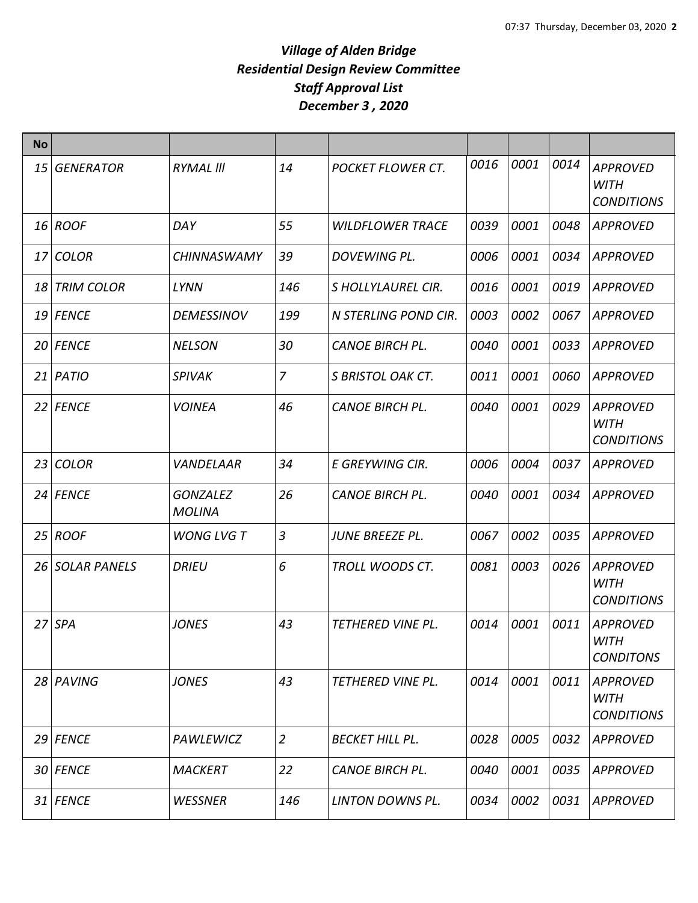# *Village of Alden Bridge*
# *Residential Design Review Committee*
# *Staff Approval List*
# *December 3 , 2020*

| No | | | | | | | | |
|---|---|---|---|---|---|---|---|---|
| 15 | *GENERATOR* | *RYMAL lll* | *14* | *POCKET FLOWER CT.* | *0016* | *0001* | *0014* | *APPROVED WITH CONDITIONS* |
| 16 | *ROOF* | *DAY* | *55* | *WILDFLOWER TRACE* | *0039* | *0001* | *0048* | *APPROVED* |
| 17 | *COLOR* | *CHINNASWAMY* | *39* | *DOVEWING PL.* | *0006* | *0001* | *0034* | *APPROVED* |
| 18 | *TRIM COLOR* | *LYNN* | *146* | *S HOLLYLAUREL CIR.* | *0016* | *0001* | *0019* | *APPROVED* |
| 19 | *FENCE* | *DEMESSINOV* | *199* | *N STERLING POND CIR.* | *0003* | *0002* | *0067* | *APPROVED* |
| 20 | *FENCE* | *NELSON* | *30* | *CANOE BIRCH PL.* | *0040* | *0001* | *0033* | *APPROVED* |
| 21 | *PATIO* | *SPIVAK* | *7* | *S BRISTOL OAK CT.* | *0011* | *0001* | *0060* | *APPROVED* |
| 22 | *FENCE* | *VOINEA* | *46* | *CANOE BIRCH PL.* | *0040* | *0001* | *0029* | *APPROVED WITH CONDITIONS* |
| 23 | *COLOR* | *VANDELAAR* | *34* | *E GREYWING CIR.* | *0006* | *0004* | *0037* | *APPROVED* |
| 24 | *FENCE* | *GONZALEZ MOLINA* | *26* | *CANOE BIRCH PL.* | *0040* | *0001* | *0034* | *APPROVED* |
| 25 | *ROOF* | *WONG LVG T* | *3* | *JUNE BREEZE PL.* | *0067* | *0002* | *0035* | *APPROVED* |
| 26 | *SOLAR PANELS* | *DRIEU* | *6* | *TROLL WOODS CT.* | *0081* | *0003* | *0026* | *APPROVED WITH CONDITIONS* |
| 27 | *SPA* | *JONES* | *43* | *TETHERED VINE PL.* | *0014* | *0001* | *0011* | *APPROVED WITH CONDITONS* |
| 28 | *PAVING* | *JONES* | *43* | *TETHERED VINE PL.* | *0014* | *0001* | *0011* | *APPROVED WITH CONDITIONS* |
| 29 | *FENCE* | *PAWLEWICZ* | *2* | *BECKET HILL PL.* | *0028* | *0005* | *0032* | *APPROVED* |
| 30 | *FENCE* | *MACKERT* | *22* | *CANOE BIRCH PL.* | *0040* | *0001* | *0035* | *APPROVED* |
| 31 | *FENCE* | *WESSNER* | *146* | *LINTON DOWNS PL.* | *0034* | *0002* | *0031* | *APPROVED* |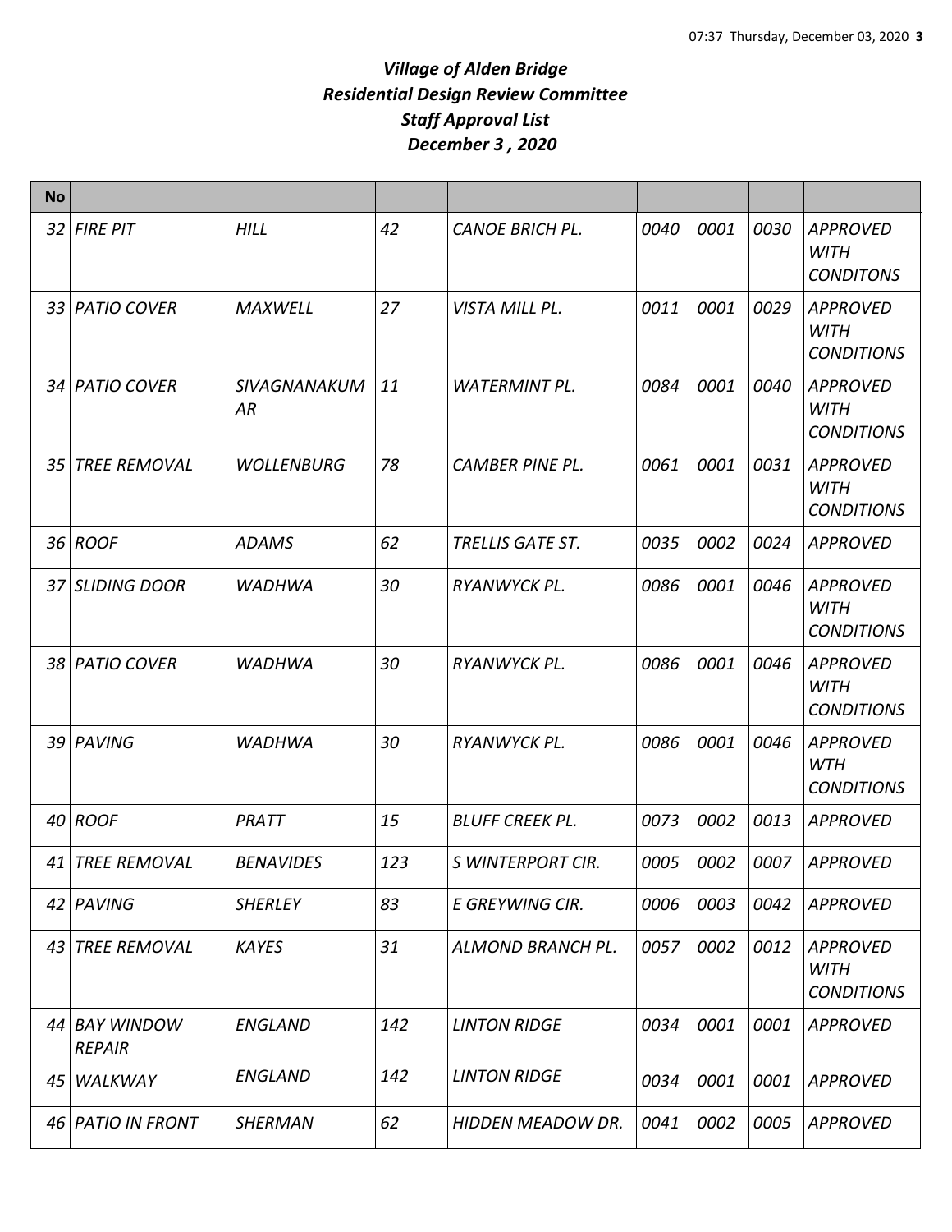# *Village of Alden Bridge*
# *Residential Design Review Committee*
# *Staff Approval List*
# *December 3 , 2020*

| No | | | | | | | | |
|---|---|---|---|---|---|---|---|---|
| *32* | *FIRE PIT* | *HILL* | *42* | *CANOE BRICH PL.* | *0040* | *0001* | *0030* | *APPROVED WITH CONDITONS* |
| *33* | *PATIO COVER* | *MAXWELL* | *27* | *VISTA MILL PL.* | *0011* | *0001* | *0029* | *APPROVED WITH CONDITIONS* |
| *34* | *PATIO COVER* | *SIVAGNANAKUMAR* | *11* | *WATERMINT PL.* | *0084* | *0001* | *0040* | *APPROVED WITH CONDITIONS* |
| *35* | *TREE REMOVAL* | *WOLLENBURG* | *78* | *CAMBER PINE PL.* | *0061* | *0001* | *0031* | *APPROVED WITH CONDITIONS* |
| *36* | *ROOF* | *ADAMS* | *62* | *TRELLIS GATE ST.* | *0035* | *0002* | *0024* | *APPROVED* |
| *37* | *SLIDING DOOR* | *WADHWA* | *30* | *RYANWYCK PL.* | *0086* | *0001* | *0046* | *APPROVED WITH CONDITIONS* |
| *38* | *PATIO COVER* | *WADHWA* | *30* | *RYANWYCK PL.* | *0086* | *0001* | *0046* | *APPROVED WITH CONDITIONS* |
| *39* | *PAVING* | *WADHWA* | *30* | *RYANWYCK PL.* | *0086* | *0001* | *0046* | *APPROVED WTH CONDITIONS* |
| *40* | *ROOF* | *PRATT* | *15* | *BLUFF CREEK PL.* | *0073* | *0002* | *0013* | *APPROVED* |
| *41* | *TREE REMOVAL* | *BENAVIDES* | *123* | *S WINTERPORT CIR.* | *0005* | *0002* | *0007* | *APPROVED* |
| *42* | *PAVING* | *SHERLEY* | *83* | *E GREYWING CIR.* | *0006* | *0003* | *0042* | *APPROVED* |
| *43* | *TREE REMOVAL* | *KAYES* | *31* | *ALMOND BRANCH PL.* | *0057* | *0002* | *0012* | *APPROVED WITH CONDITIONS* |
| *44* | *BAY WINDOW REPAIR* | *ENGLAND* | *142* | *LINTON RIDGE* | *0034* | *0001* | *0001* | *APPROVED* |
| *45* | *WALKWAY* | *ENGLAND* | *142* | *LINTON RIDGE* | *0034* | *0001* | *0001* | *APPROVED* |
| *46* | *PATIO IN FRONT* | *SHERMAN* | *62* | *HIDDEN MEADOW DR.* | *0041* | *0002* | *0005* | *APPROVED* |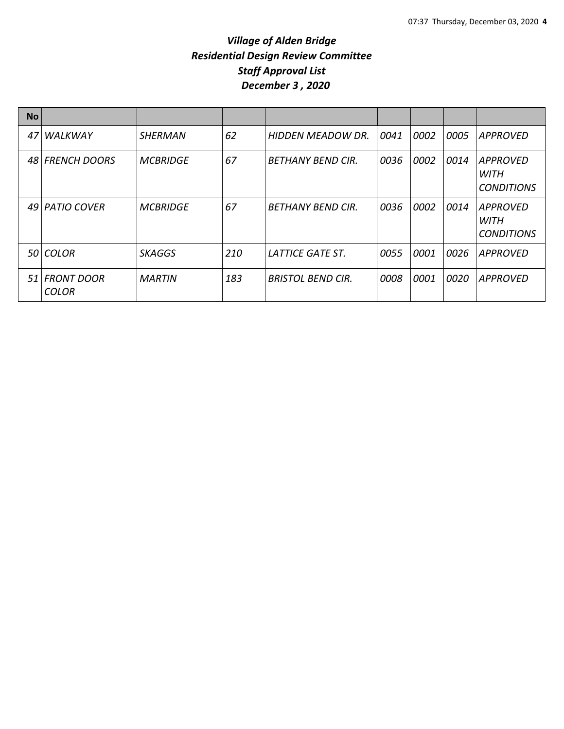# *Village of Alden Bridge*
# *Residential Design Review Committee*
# *Staff Approval List*
# *December 3 , 2020*

| No | | | | | | | | |
|---|---|---|---|---|---|---|---|---|
| 47 | WALKWAY | SHERMAN | 62 | HIDDEN MEADOW DR. | 0041 | 0002 | 0005 | APPROVED |
| 48 | FRENCH DOORS | MCBRIDGE | 67 | BETHANY BEND CIR. | 0036 | 0002 | 0014 | APPROVED WITH CONDITIONS |
| 49 | PATIO COVER | MCBRIDGE | 67 | BETHANY BEND CIR. | 0036 | 0002 | 0014 | APPROVED WITH CONDITIONS |
| 50 | COLOR | SKAGGS | 210 | LATTICE GATE ST. | 0055 | 0001 | 0026 | APPROVED |
| 51 | FRONT DOOR COLOR | MARTIN | 183 | BRISTOL BEND CIR. | 0008 | 0001 | 0020 | APPROVED |